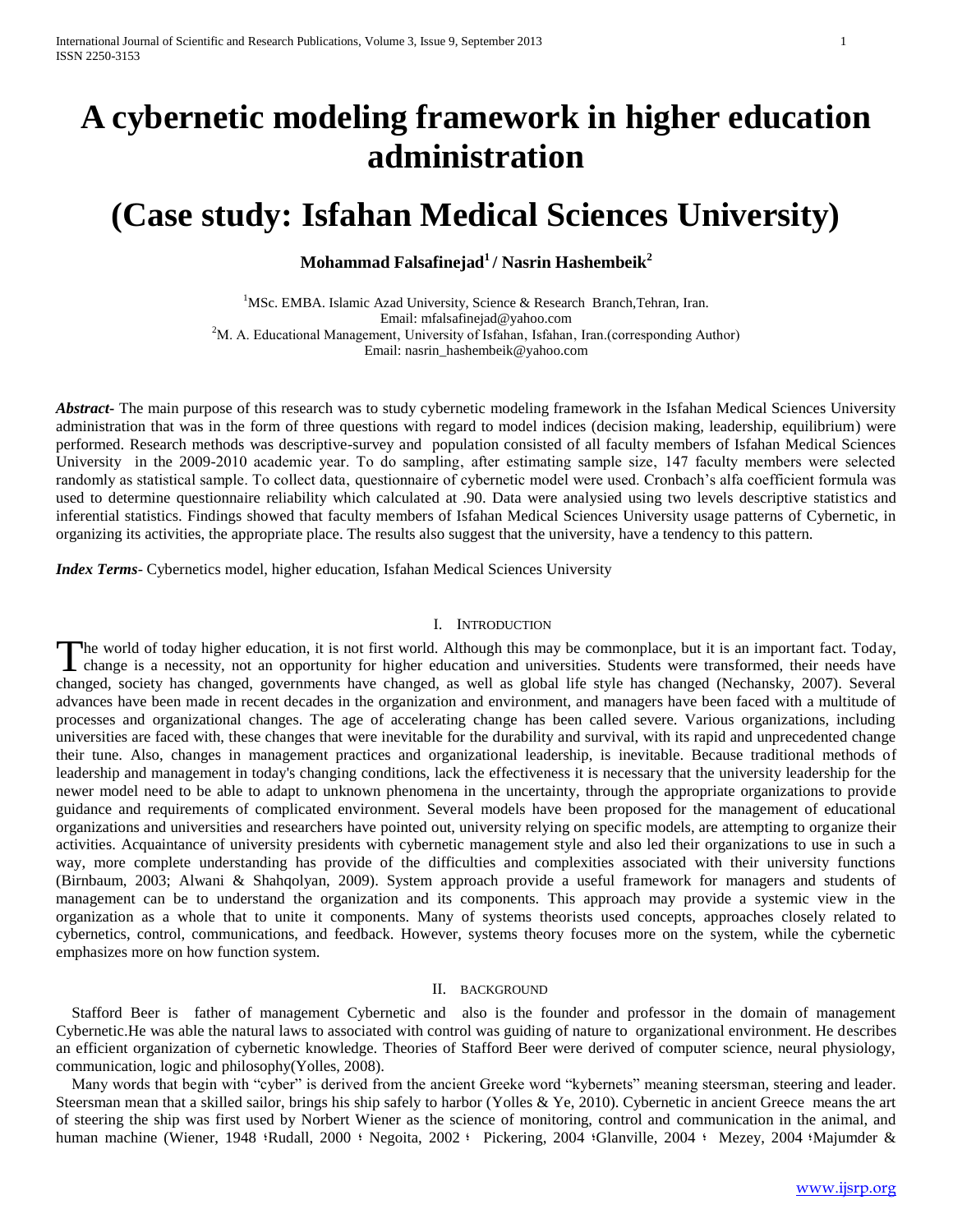# A cybernetic modeling framework in higher education administration

# (Case study: Isfahan Medical Sciences University)

**Mohammad Falsafinejad[1] / Nasrin Hashembeik[2]**

[1]MSc. EMBA. Islamic Azad University, Science & Research Branch,Tehran, Iran.
Email: mfalsafinejad@yahoo.com
[2]M. A. Educational Management, University of Isfahan, Isfahan, Iran.(corresponding Author)
Email: nasrin_hashembeik@yahoo.com

***Abstract***- The main purpose of this research was to study cybernetic modeling framework in the Isfahan Medical Sciences University administration that was in the form of three questions with regard to model indices (decision making, leadership, equilibrium) were performed. Research methods was descriptive-survey and population consisted of all faculty members of Isfahan Medical Sciences University in the 2009-2010 academic year. To do sampling, after estimating sample size, 147 faculty members were selected randomly as statistical sample. To collect data, questionnaire of cybernetic model were used. Cronbach's alfa coefficient formula was used to determine questionnaire reliability which calculated at .90. Data were analysied using two levels descriptive statistics and inferential statistics. Findings showed that faculty members of Isfahan Medical Sciences University usage patterns of Cybernetic, in organizing its activities, the appropriate place. The results also suggest that the university, have a tendency to this pattern.

***Index Terms***- Cybernetics model, higher education, Isfahan Medical Sciences University

## I. Introduction

The world of today higher education, it is not first world. Although this may be commonplace, but it is an important fact. Today, change is a necessity, not an opportunity for higher education and universities. Students were transformed, their needs have changed, society has changed, governments have changed, as well as global life style has changed (Nechansky, 2007). Several advances have been made in recent decades in the organization and environment, and managers have been faced with a multitude of processes and organizational changes. The age of accelerating change has been called severe. Various organizations, including universities are faced with, these changes that were inevitable for the durability and survival, with its rapid and unprecedented change their tune. Also, changes in management practices and organizational leadership, is inevitable. Because traditional methods of leadership and management in today's changing conditions, lack the effectiveness it is necessary that the university leadership for the newer model need to be able to adapt to unknown phenomena in the uncertainty, through the appropriate organizations to provide guidance and requirements of complicated environment. Several models have been proposed for the management of educational organizations and universities and researchers have pointed out, university relying on specific models, are attempting to organize their activities. Acquaintance of university presidents with cybernetic management style and also led their organizations to use in such a way, more complete understanding has provide of the difficulties and complexities associated with their university functions (Birnbaum, 2003; Alwani & Shahqolyan, 2009). System approach provide a useful framework for managers and students of management can be to understand the organization and its components. This approach may provide a systemic view in the organization as a whole that to unite it components. Many of systems theorists used concepts, approaches closely related to cybernetics, control, communications, and feedback. However, systems theory focuses more on the system, while the cybernetic emphasizes more on how function system.

## II. Background

Stafford Beer is father of management Cybernetic and also is the founder and professor in the domain of management Cybernetic.He was able the natural laws to associated with control was guiding of nature to organizational environment. He describes an efficient organization of cybernetic knowledge. Theories of Stafford Beer were derived of computer science, neural physiology, communication, logic and philosophy(Yolles, 2008).

Many words that begin with "cyber" is derived from the ancient Greeke word "kybernets" meaning steersman, steering and leader. Steersman mean that a skilled sailor, brings his ship safely to harbor (Yolles & Ye, 2010). Cybernetic in ancient Greece means the art of steering the ship was first used by Norbert Wiener as the science of monitoring, control and communication in the animal, and human machine (Wiener, 1948 ؛Rudall, 2000 ؛ Negoita, 2002 ؛ Pickering, 2004 ؛Glanville, 2004 ؛ Mezey, 2004 ؛Majumder &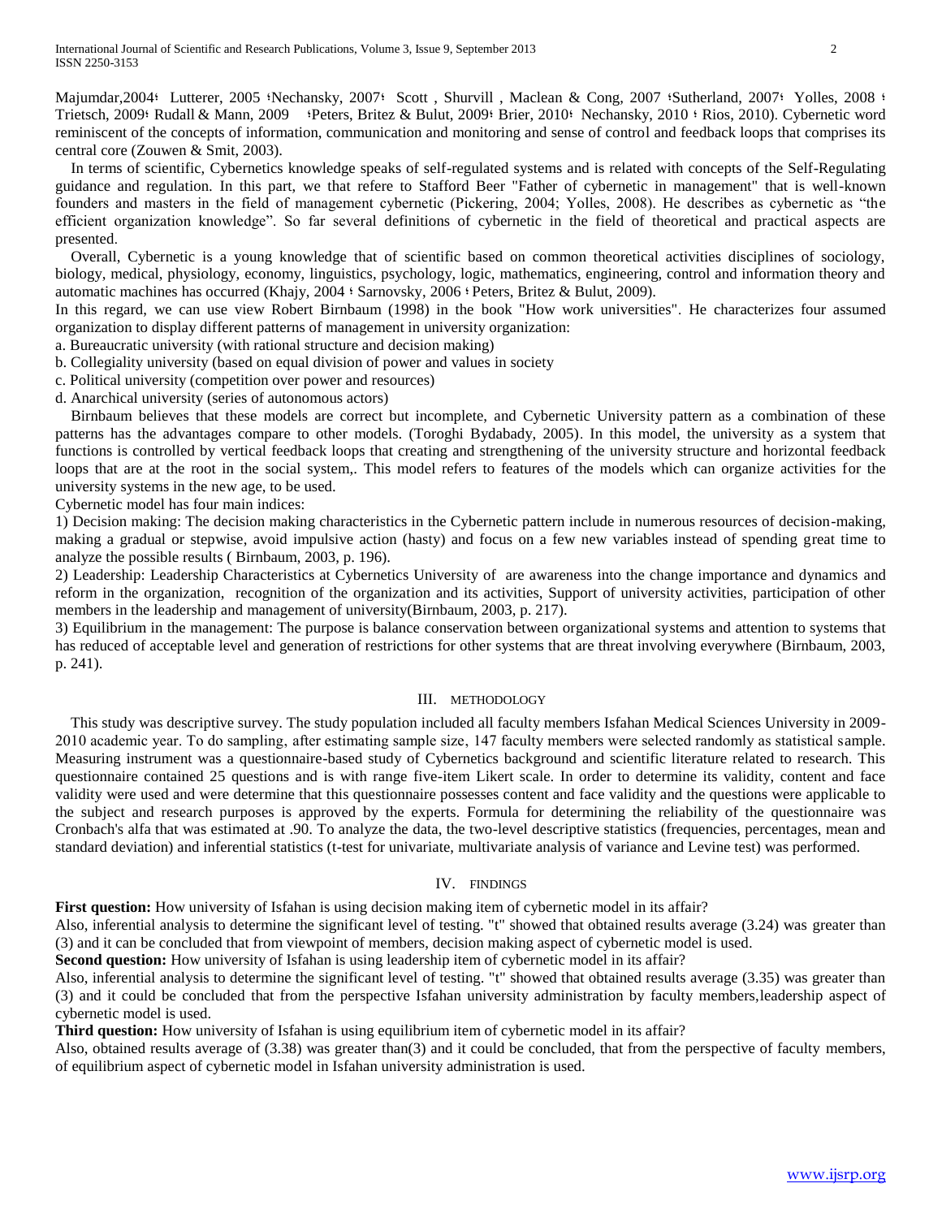Majumdar,2004؛ Lutterer, 2005 ؛Nechansky, 2007؛ Scott , Shurvill , Maclean & Cong, 2007 ؛Sutherland, 2007؛ Yolles, 2008 ؛ Trietsch, 2009؛ Rudall & Mann, 2009 ؛Peters, Britez & Bulut, 2009؛ Brier, 2010؛ Nechansky, 2010 ؛ Rios, 2010). Cybernetic word reminiscent of the concepts of information, communication and monitoring and sense of control and feedback loops that comprises its central core (Zouwen & Smit, 2003).

In terms of scientific, Cybernetics knowledge speaks of self-regulated systems and is related with concepts of the Self-Regulating guidance and regulation. In this part, we that refere to Stafford Beer "Father of cybernetic in management" that is well-known founders and masters in the field of management cybernetic (Pickering, 2004; Yolles, 2008). He describes as cybernetic as "the efficient organization knowledge". So far several definitions of cybernetic in the field of theoretical and practical aspects are presented.

Overall, Cybernetic is a young knowledge that of scientific based on common theoretical activities disciplines of sociology, biology, medical, physiology, economy, linguistics, psychology, logic, mathematics, engineering, control and information theory and automatic machines has occurred (Khajy, 2004 ؛ Sarnovsky, 2006 ؛ Peters, Britez & Bulut, 2009).

In this regard, we can use view Robert Birnbaum (1998) in the book "How work universities". He characterizes four assumed organization to display different patterns of management in university organization:

a. Bureaucratic university (with rational structure and decision making)

b. Collegiality university (based on equal division of power and values in society

c. Political university (competition over power and resources)

d. Anarchical university (series of autonomous actors)

Birnbaum believes that these models are correct but incomplete, and Cybernetic University pattern as a combination of these patterns has the advantages compare to other models. (Toroghi Bydabady, 2005). In this model, the university as a system that functions is controlled by vertical feedback loops that creating and strengthening of the university structure and horizontal feedback loops that are at the root in the social system,. This model refers to features of the models which can organize activities for the university systems in the new age, to be used.

Cybernetic model has four main indices:

1) Decision making: The decision making characteristics in the Cybernetic pattern include in numerous resources of decision-making, making a gradual or stepwise, avoid impulsive action (hasty) and focus on a few new variables instead of spending great time to analyze the possible results ( Birnbaum, 2003, p. 196).

2) Leadership: Leadership Characteristics at Cybernetics University of are awareness into the change importance and dynamics and reform in the organization, recognition of the organization and its activities, Support of university activities, participation of other members in the leadership and management of university(Birnbaum, 2003, p. 217).

3) Equilibrium in the management: The purpose is balance conservation between organizational systems and attention to systems that has reduced of acceptable level and generation of restrictions for other systems that are threat involving everywhere (Birnbaum, 2003, p. 241).

## III. METHODOLOGY

This study was descriptive survey. The study population included all faculty members Isfahan Medical Sciences University in 2009-2010 academic year. To do sampling, after estimating sample size, 147 faculty members were selected randomly as statistical sample. Measuring instrument was a questionnaire-based study of Cybernetics background and scientific literature related to research. This questionnaire contained 25 questions and is with range five-item Likert scale. In order to determine its validity, content and face validity were used and were determine that this questionnaire possesses content and face validity and the questions were applicable to the subject and research purposes is approved by the experts. Formula for determining the reliability of the questionnaire was Cronbach's alfa that was estimated at .90. To analyze the data, the two-level descriptive statistics (frequencies, percentages, mean and standard deviation) and inferential statistics (t-test for univariate, multivariate analysis of variance and Levine test) was performed.

## IV. FINDINGS

**First question:** How university of Isfahan is using decision making item of cybernetic model in its affair?

Also, inferential analysis to determine the significant level of testing. "t" showed that obtained results average (3.24) was greater than (3) and it can be concluded that from viewpoint of members, decision making aspect of cybernetic model is used.

**Second question:** How university of Isfahan is using leadership item of cybernetic model in its affair?

Also, inferential analysis to determine the significant level of testing. "t" showed that obtained results average (3.35) was greater than (3) and it could be concluded that from the perspective Isfahan university administration by faculty members,leadership aspect of cybernetic model is used.

**Third question:** How university of Isfahan is using equilibrium item of cybernetic model in its affair?

Also, obtained results average of (3.38) was greater than(3) and it could be concluded, that from the perspective of faculty members, of equilibrium aspect of cybernetic model in Isfahan university administration is used.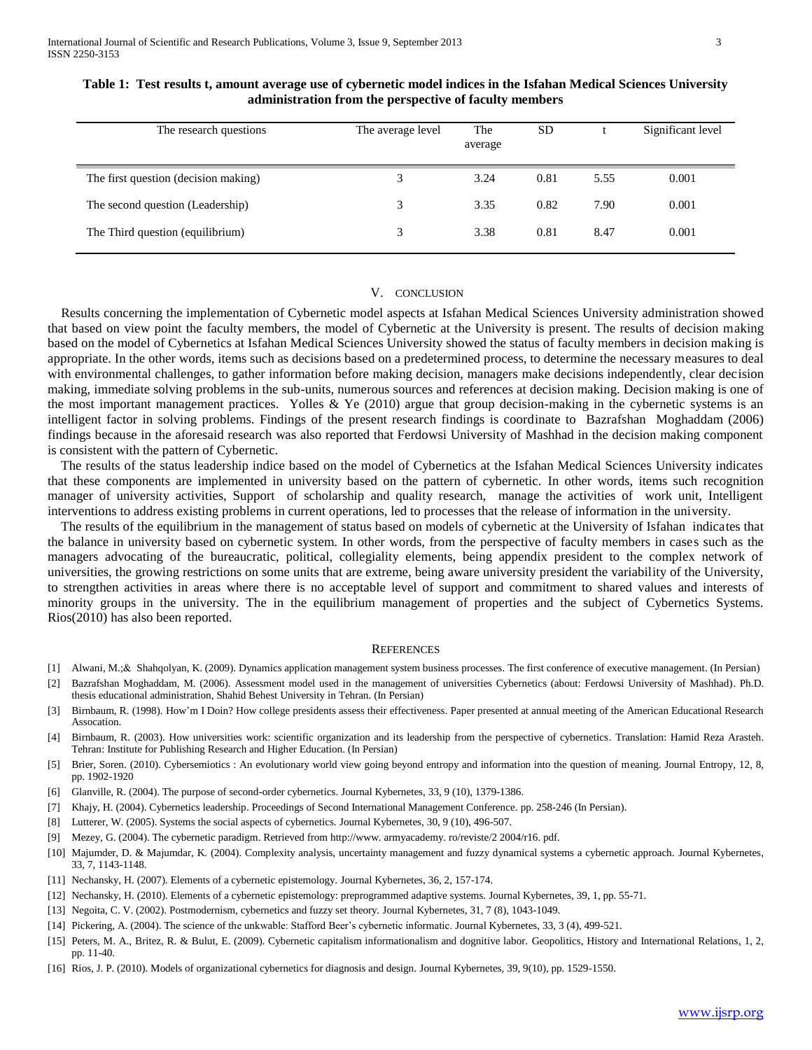**Table 1: Test results t, amount average use of cybernetic model indices in the Isfahan Medical Sciences University administration from the perspective of faculty members**

| The research questions | The average level | The average | SD | t | Significant level |
|---|---|---|---|---|---|
| The first question (decision making) | 3 | 3.24 | 0.81 | 5.55 | 0.001 |
| The second question (Leadership) | 3 | 3.35 | 0.82 | 7.90 | 0.001 |
| The Third question (equilibrium) | 3 | 3.38 | 0.81 | 8.47 | 0.001 |

## V. CONCLUSION

Results concerning the implementation of Cybernetic model aspects at Isfahan Medical Sciences University administration showed that based on view point the faculty members, the model of Cybernetic at the University is present. The results of decision making based on the model of Cybernetics at Isfahan Medical Sciences University showed the status of faculty members in decision making is appropriate. In the other words, items such as decisions based on a predetermined process, to determine the necessary measures to deal with environmental challenges, to gather information before making decision, managers make decisions independently, clear decision making, immediate solving problems in the sub-units, numerous sources and references at decision making. Decision making is one of the most important management practices. Yolles & Ye (2010) argue that group decision-making in the cybernetic systems is an intelligent factor in solving problems. Findings of the present research findings is coordinate to Bazrafshan Moghaddam (2006) findings because in the aforesaid research was also reported that Ferdowsi University of Mashhad in the decision making component is consistent with the pattern of Cybernetic.

The results of the status leadership indice based on the model of Cybernetics at the Isfahan Medical Sciences University indicates that these components are implemented in university based on the pattern of cybernetic. In other words, items such recognition manager of university activities, Support of scholarship and quality research, manage the activities of work unit, Intelligent interventions to address existing problems in current operations, led to processes that the release of information in the university.

The results of the equilibrium in the management of status based on models of cybernetic at the University of Isfahan indicates that the balance in university based on cybernetic system. In other words, from the perspective of faculty members in cases such as the managers advocating of the bureaucratic, political, collegiality elements, being appendix president to the complex network of universities, the growing restrictions on some units that are extreme, being aware university president the variability of the University, to strengthen activities in areas where there is no acceptable level of support and commitment to shared values and interests of minority groups in the university. The in the equilibrium management of properties and the subject of Cybernetics Systems. Rios(2010) has also been reported.

## REFERENCES

[1] Alwani, M.;& Shahqolyan, K. (2009). Dynamics application management system business processes. The first conference of executive management. (In Persian)

[2] Bazrafshan Moghaddam, M. (2006). Assessment model used in the management of universities Cybernetics (about: Ferdowsi University of Mashhad). Ph.D. thesis educational administration, Shahid Behest University in Tehran. (In Persian)

[3] Birnbaum, R. (1998). How'm I Doin? How college presidents assess their effectiveness. Paper presented at annual meeting of the American Educational Research Assocation.

[4] Birnbaum, R. (2003). How universities work: scientific organization and its leadership from the perspective of cybernetics. Translation: Hamid Reza Arasteh. Tehran: Institute for Publishing Research and Higher Education. (In Persian)

[5] Brier, Soren. (2010). Cybersemiotics : An evolutionary world view going beyond entropy and information into the question of meaning. Journal Entropy, 12, 8, pp. 1902-1920

[6] Glanville, R. (2004). The purpose of second-order cybernetics. Journal Kybernetes, 33, 9 (10), 1379-1386.

[7] Khajy, H. (2004). Cybernetics leadership. Proceedings of Second International Management Conference. pp. 258-246 (In Persian).

[8] Lutterer, W. (2005). Systems the social aspects of cybernetics. Journal Kybernetes, 30, 9 (10), 496-507.

[9] Mezey, G. (2004). The cybernetic paradigm. Retrieved from http://www. armyacademy. ro/reviste/2 2004/r16. pdf.

[10] Majumder, D. & Majumdar, K. (2004). Complexity analysis, uncertainty management and fuzzy dynamical systems a cybernetic approach. Journal Kybernetes, 33, 7, 1143-1148.

[11] Nechansky, H. (2007). Elements of a cybernetic epistemology. Journal Kybernetes, 36, 2, 157-174.

[12] Nechansky, H. (2010). Elements of a cybernetic epistemology: preprogrammed adaptive systems. Journal Kybernetes, 39, 1, pp. 55-71.

[13] Negoita, C. V. (2002). Postmodernism, cybernetics and fuzzy set theory. Journal Kybernetes, 31, 7 (8), 1043-1049.

[14] Pickering, A. (2004). The science of the unkwable: Stafford Beer's cybernetic informatic. Journal Kybernetes, 33, 3 (4), 499-521.

[15] Peters, M. A., Britez, R. & Bulut, E. (2009). Cybernetic capitalism informationalism and dognitive labor. Geopolitics, History and International Relations, 1, 2, pp. 11-40.

[16] Rios, J. P. (2010). Models of organizational cybernetics for diagnosis and design. Journal Kybernetes, 39, 9(10), pp. 1529-1550.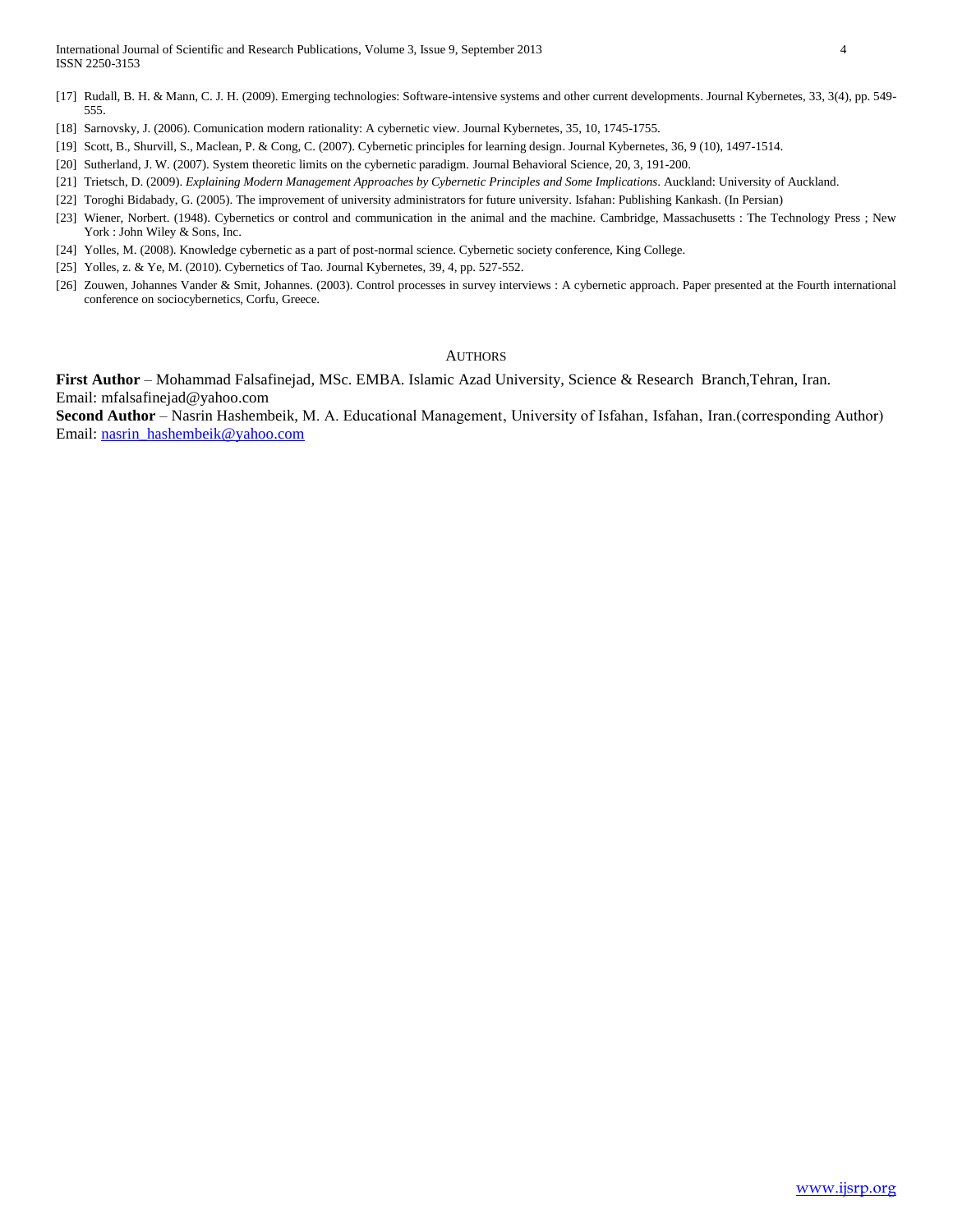[17] Rudall, B. H. & Mann, C. J. H. (2009). Emerging technologies: Software-intensive systems and other current developments. Journal Kybernetes, 33, 3(4), pp. 549-555.

[18] Sarnovsky, J. (2006). Comunication modern rationality: A cybernetic view. Journal Kybernetes, 35, 10, 1745-1755.

[19] Scott, B., Shurvill, S., Maclean, P. & Cong, C. (2007). Cybernetic principles for learning design. Journal Kybernetes, 36, 9 (10), 1497-1514.

[20] Sutherland, J. W. (2007). System theoretic limits on the cybernetic paradigm. Journal Behavioral Science, 20, 3, 191-200.

[21] Trietsch, D. (2009). *Explaining Modern Management Approaches by Cybernetic Principles and Some Implications*. Auckland: University of Auckland.

[22] Toroghi Bidabady, G. (2005). The improvement of university administrators for future university. Isfahan: Publishing Kankash. (In Persian)

[23] Wiener, Norbert. (1948). Cybernetics or control and communication in the animal and the machine. Cambridge, Massachusetts : The Technology Press ; New York : John Wiley & Sons, Inc.

[24] Yolles, M. (2008). Knowledge cybernetic as a part of post-normal science. Cybernetic society conference, King College.

[25] Yolles, z. & Ye, M. (2010). Cybernetics of Tao. Journal Kybernetes, 39, 4, pp. 527-552.

[26] Zouwen, Johannes Vander & Smit, Johannes. (2003). Control processes in survey interviews : A cybernetic approach. Paper presented at the Fourth international conference on sociocybernetics, Corfu, Greece.

## AUTHORS

**First Author** – Mohammad Falsafinejad, MSc. EMBA. Islamic Azad University, Science & Research Branch,Tehran, Iran.
Email: mfalsafinejad@yahoo.com

**Second Author** – Nasrin Hashembeik, M. A. Educational Management, University of Isfahan, Isfahan, Iran.(corresponding Author)
Email: nasrin_hashembeik@yahoo.com